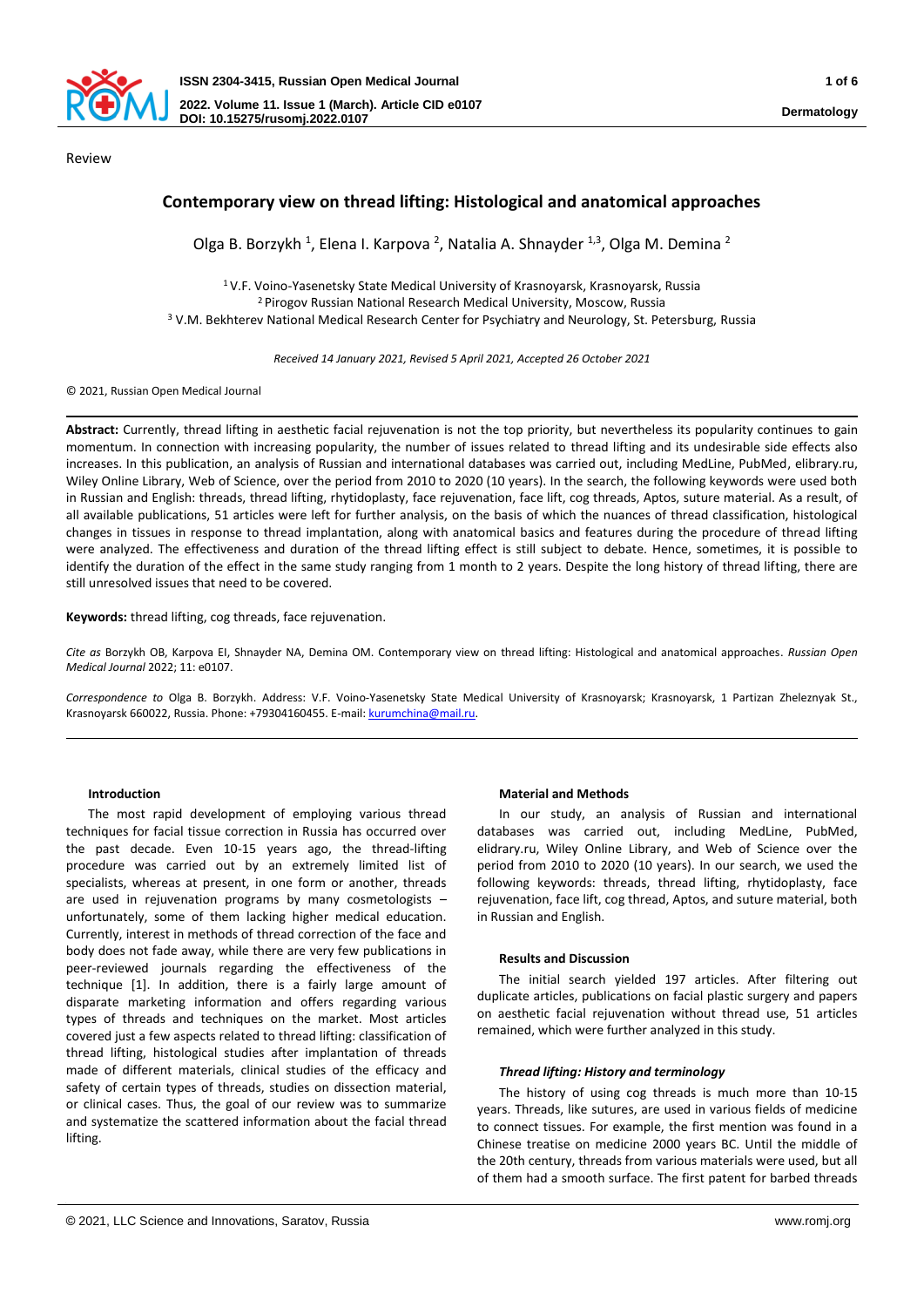Review

# Contemporary view on thread lifting: Histological and anatomical approaches

Olga B. Borzykh [1], Elena I. Karpova [2], Natalia A. Shnayder [1,3], Olga M. Demina [2]

[1] V.F. Voino-Yasenetsky State Medical University of Krasnoyarsk, Krasnoyarsk, Russia
[2] Pirogov Russian National Research Medical University, Moscow, Russia
[3] V.M. Bekhterev National Medical Research Center for Psychiatry and Neurology, St. Petersburg, Russia

*Received 14 January 2021, Revised 5 April 2021, Accepted 26 October 2021*

© 2021, Russian Open Medical Journal

**Abstract:** Currently, thread lifting in aesthetic facial rejuvenation is not the top priority, but nevertheless its popularity continues to gain momentum. In connection with increasing popularity, the number of issues related to thread lifting and its undesirable side effects also increases. In this publication, an analysis of Russian and international databases was carried out, including MedLine, PubMed, elibrary.ru, Wiley Online Library, Web of Science, over the period from 2010 to 2020 (10 years). In the search, the following keywords were used both in Russian and English: threads, thread lifting, rhytidoplasty, face rejuvenation, face lift, cog threads, Aptos, suture material. As a result, of all available publications, 51 articles were left for further analysis, on the basis of which the nuances of thread classification, histological changes in tissues in response to thread implantation, along with anatomical basics and features during the procedure of thread lifting were analyzed. The effectiveness and duration of the thread lifting effect is still subject to debate. Hence, sometimes, it is possible to identify the duration of the effect in the same study ranging from 1 month to 2 years. Despite the long history of thread lifting, there are still unresolved issues that need to be covered.

**Keywords:** thread lifting, cog threads, face rejuvenation.

*Cite as* Borzykh OB, Karpova EI, Shnayder NA, Demina OM. Contemporary view on thread lifting: Histological and anatomical approaches. *Russian Open Medical Journal* 2022; 11: e0107.

*Correspondence to* Olga B. Borzykh. Address: V.F. Voino-Yasenetsky State Medical University of Krasnoyarsk; Krasnoyarsk, 1 Partizan Zheleznyak St., Krasnoyarsk 660022, Russia. Phone: +79304160455. E-mail: kurumchina@mail.ru.

## Introduction

The most rapid development of employing various thread techniques for facial tissue correction in Russia has occurred over the past decade. Even 10-15 years ago, the thread-lifting procedure was carried out by an extremely limited list of specialists, whereas at present, in one form or another, threads are used in rejuvenation programs by many cosmetologists – unfortunately, some of them lacking higher medical education. Currently, interest in methods of thread correction of the face and body does not fade away, while there are very few publications in peer-reviewed journals regarding the effectiveness of the technique [1]. In addition, there is a fairly large amount of disparate marketing information and offers regarding various types of threads and techniques on the market. Most articles covered just a few aspects related to thread lifting: classification of thread lifting, histological studies after implantation of threads made of different materials, clinical studies of the efficacy and safety of certain types of threads, studies on dissection material, or clinical cases. Thus, the goal of our review was to summarize and systematize the scattered information about the facial thread lifting.

## Material and Methods

In our study, an analysis of Russian and international databases was carried out, including MedLine, PubMed, elidrary.ru, Wiley Online Library, and Web of Science over the period from 2010 to 2020 (10 years). In our search, we used the following keywords: threads, thread lifting, rhytidoplasty, face rejuvenation, face lift, cog thread, Aptos, and suture material, both in Russian and English.

## Results and Discussion

The initial search yielded 197 articles. After filtering out duplicate articles, publications on facial plastic surgery and papers on aesthetic facial rejuvenation without thread use, 51 articles remained, which were further analyzed in this study.

### *Thread lifting: History and terminology*

The history of using cog threads is much more than 10-15 years. Threads, like sutures, are used in various fields of medicine to connect tissues. For example, the first mention was found in a Chinese treatise on medicine 2000 years BC. Until the middle of the 20th century, threads from various materials were used, but all of them had a smooth surface. The first patent for barbed threads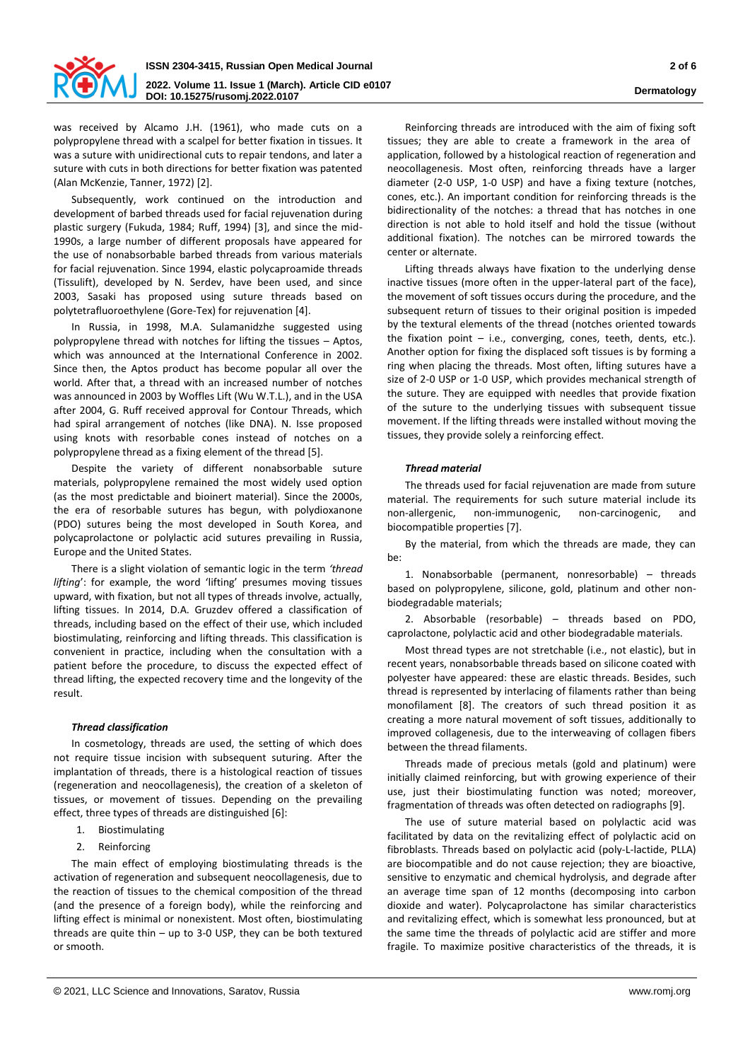was received by Alcamo J.H. (1961), who made cuts on a polypropylene thread with a scalpel for better fixation in tissues. It was a suture with unidirectional cuts to repair tendons, and later a suture with cuts in both directions for better fixation was patented (Alan McKenzie, Tanner, 1972) [2].

Subsequently, work continued on the introduction and development of barbed threads used for facial rejuvenation during plastic surgery (Fukuda, 1984; Ruff, 1994) [3], and since the mid-1990s, a large number of different proposals have appeared for the use of nonabsorbable barbed threads from various materials for facial rejuvenation. Since 1994, elastic polycaproamide threads (Tissulift), developed by N. Serdev, have been used, and since 2003, Sasaki has proposed using suture threads based on polytetrafluoroethylene (Gore-Tex) for rejuvenation [4].

In Russia, in 1998, M.A. Sulamanidzhe suggested using polypropylene thread with notches for lifting the tissues – Aptos, which was announced at the International Conference in 2002. Since then, the Aptos product has become popular all over the world. After that, a thread with an increased number of notches was announced in 2003 by Woffles Lift (Wu W.T.L.), and in the USA after 2004, G. Ruff received approval for Contour Threads, which had spiral arrangement of notches (like DNA). N. Isse proposed using knots with resorbable cones instead of notches on a polypropylene thread as a fixing element of the thread [5].

Despite the variety of different nonabsorbable suture materials, polypropylene remained the most widely used option (as the most predictable and bioinert material). Since the 2000s, the era of resorbable sutures has begun, with polydioxanone (PDO) sutures being the most developed in South Korea, and polycaprolactone or polylactic acid sutures prevailing in Russia, Europe and the United States.

There is a slight violation of semantic logic in the term *'thread lifting'*: for example, the word 'lifting' presumes moving tissues upward, with fixation, but not all types of threads involve, actually, lifting tissues. In 2014, D.A. Gruzdev offered a classification of threads, including based on the effect of their use, which included biostimulating, reinforcing and lifting threads. This classification is convenient in practice, including when the consultation with a patient before the procedure, to discuss the expected effect of thread lifting, the expected recovery time and the longevity of the result.

### *Thread classification*

In cosmetology, threads are used, the setting of which does not require tissue incision with subsequent suturing. After the implantation of threads, there is a histological reaction of tissues (regeneration and neocollagenesis), the creation of a skeleton of tissues, or movement of tissues. Depending on the prevailing effect, three types of threads are distinguished [6]:

1. Biostimulating
2. Reinforcing

The main effect of employing biostimulating threads is the activation of regeneration and subsequent neocollagenesis, due to the reaction of tissues to the chemical composition of the thread (and the presence of a foreign body), while the reinforcing and lifting effect is minimal or nonexistent. Most often, biostimulating threads are quite thin – up to 3-0 USP, they can be both textured or smooth.

Reinforcing threads are introduced with the aim of fixing soft tissues; they are able to create a framework in the area of application, followed by a histological reaction of regeneration and neocollagenesis. Most often, reinforcing threads have a larger diameter (2-0 USP, 1-0 USP) and have a fixing texture (notches, cones, etc.). An important condition for reinforcing threads is the bidirectionality of the notches: a thread that has notches in one direction is not able to hold itself and hold the tissue (without additional fixation). The notches can be mirrored towards the center or alternate.

Lifting threads always have fixation to the underlying dense inactive tissues (more often in the upper-lateral part of the face), the movement of soft tissues occurs during the procedure, and the subsequent return of tissues to their original position is impeded by the textural elements of the thread (notches oriented towards the fixation point – i.e., converging, cones, teeth, dents, etc.). Another option for fixing the displaced soft tissues is by forming a ring when placing the threads. Most often, lifting sutures have a size of 2-0 USP or 1-0 USP, which provides mechanical strength of the suture. They are equipped with needles that provide fixation of the suture to the underlying tissues with subsequent tissue movement. If the lifting threads were installed without moving the tissues, they provide solely a reinforcing effect.

### *Thread material*

The threads used for facial rejuvenation are made from suture material. The requirements for such suture material include its non-allergenic, non-immunogenic, non-carcinogenic, and biocompatible properties [7].

By the material, from which the threads are made, they can be:

1. Nonabsorbable (permanent, nonresorbable) – threads based on polypropylene, silicone, gold, platinum and other non-biodegradable materials;
2. Absorbable (resorbable) – threads based on PDO, caprolactone, polylactic acid and other biodegradable materials.

Most thread types are not stretchable (i.e., not elastic), but in recent years, nonabsorbable threads based on silicone coated with polyester have appeared: these are elastic threads. Besides, such thread is represented by interlacing of filaments rather than being monofilament [8]. The creators of such thread position it as creating a more natural movement of soft tissues, additionally to improved collagenesis, due to the interweaving of collagen fibers between the thread filaments.

Threads made of precious metals (gold and platinum) were initially claimed reinforcing, but with growing experience of their use, just their biostimulating function was noted; moreover, fragmentation of threads was often detected on radiographs [9].

The use of suture material based on polylactic acid was facilitated by data on the revitalizing effect of polylactic acid on fibroblasts. Threads based on polylactic acid (poly-L-lactide, PLLA) are biocompatible and do not cause rejection; they are bioactive, sensitive to enzymatic and chemical hydrolysis, and degrade after an average time span of 12 months (decomposing into carbon dioxide and water). Polycaprolactone has similar characteristics and revitalizing effect, which is somewhat less pronounced, but at the same time the threads of polylactic acid are stiffer and more fragile. To maximize positive characteristics of the threads, it is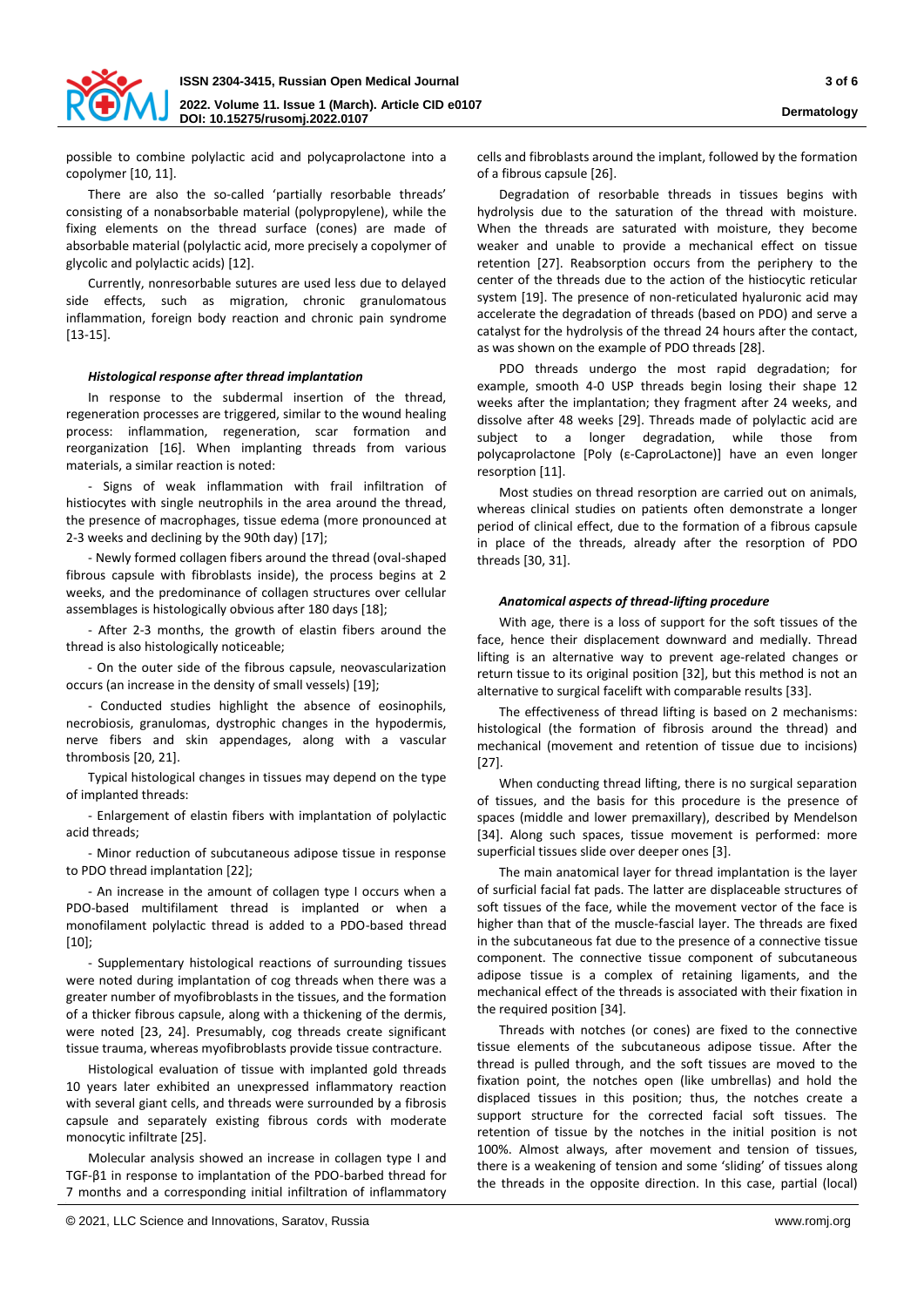possible to combine polylactic acid and polycaprolactone into a copolymer [10, 11].

There are also the so-called 'partially resorbable threads' consisting of a nonabsorbable material (polypropylene), while the fixing elements on the thread surface (cones) are made of absorbable material (polylactic acid, more precisely a copolymer of glycolic and polylactic acids) [12].

Currently, nonresorbable sutures are used less due to delayed side effects, such as migration, chronic granulomatous inflammation, foreign body reaction and chronic pain syndrome [13-15].

### *Histological response after thread implantation*

In response to the subdermal insertion of the thread, regeneration processes are triggered, similar to the wound healing process: inflammation, regeneration, scar formation and reorganization [16]. When implanting threads from various materials, a similar reaction is noted:

- Signs of weak inflammation with frail infiltration of histiocytes with single neutrophils in the area around the thread, the presence of macrophages, tissue edema (more pronounced at 2-3 weeks and declining by the 90th day) [17];

- Newly formed collagen fibers around the thread (oval-shaped fibrous capsule with fibroblasts inside), the process begins at 2 weeks, and the predominance of collagen structures over cellular assemblages is histologically obvious after 180 days [18];

- After 2-3 months, the growth of elastin fibers around the thread is also histologically noticeable;

- On the outer side of the fibrous capsule, neovascularization occurs (an increase in the density of small vessels) [19];

- Conducted studies highlight the absence of eosinophils, necrobiosis, granulomas, dystrophic changes in the hypodermis, nerve fibers and skin appendages, along with a vascular thrombosis [20, 21].

Typical histological changes in tissues may depend on the type of implanted threads:

- Enlargement of elastin fibers with implantation of polylactic acid threads;

- Minor reduction of subcutaneous adipose tissue in response to PDO thread implantation [22];

- An increase in the amount of collagen type I occurs when a PDO-based multifilament thread is implanted or when a monofilament polylactic thread is added to a PDO-based thread [10];

- Supplementary histological reactions of surrounding tissues were noted during implantation of cog threads when there was a greater number of myofibroblasts in the tissues, and the formation of a thicker fibrous capsule, along with a thickening of the dermis, were noted [23, 24]. Presumably, cog threads create significant tissue trauma, whereas myofibroblasts provide tissue contracture.

Histological evaluation of tissue with implanted gold threads 10 years later exhibited an unexpressed inflammatory reaction with several giant cells, and threads were surrounded by a fibrosis capsule and separately existing fibrous cords with moderate monocytic infiltrate [25].

Molecular analysis showed an increase in collagen type I and TGF-β1 in response to implantation of the PDO-barbed thread for 7 months and a corresponding initial infiltration of inflammatory cells and fibroblasts around the implant, followed by the formation of a fibrous capsule [26].

Degradation of resorbable threads in tissues begins with hydrolysis due to the saturation of the thread with moisture. When the threads are saturated with moisture, they become weaker and unable to provide a mechanical effect on tissue retention [27]. Reabsorption occurs from the periphery to the center of the threads due to the action of the histiocytic reticular system [19]. The presence of non-reticulated hyaluronic acid may accelerate the degradation of threads (based on PDO) and serve a catalyst for the hydrolysis of the thread 24 hours after the contact, as was shown on the example of PDO threads [28].

PDO threads undergo the most rapid degradation; for example, smooth 4-0 USP threads begin losing their shape 12 weeks after the implantation; they fragment after 24 weeks, and dissolve after 48 weeks [29]. Threads made of polylactic acid are subject to a longer degradation, while those from polycaprolactone [Poly (ε-CaproLactone)] have an even longer resorption [11].

Most studies on thread resorption are carried out on animals, whereas clinical studies on patients often demonstrate a longer period of clinical effect, due to the formation of a fibrous capsule in place of the threads, already after the resorption of PDO threads [30, 31].

### *Anatomical aspects of thread-lifting procedure*

With age, there is a loss of support for the soft tissues of the face, hence their displacement downward and medially. Thread lifting is an alternative way to prevent age-related changes or return tissue to its original position [32], but this method is not an alternative to surgical facelift with comparable results [33].

The effectiveness of thread lifting is based on 2 mechanisms: histological (the formation of fibrosis around the thread) and mechanical (movement and retention of tissue due to incisions) [27].

When conducting thread lifting, there is no surgical separation of tissues, and the basis for this procedure is the presence of spaces (middle and lower premaxillary), described by Mendelson [34]. Along such spaces, tissue movement is performed: more superficial tissues slide over deeper ones [3].

The main anatomical layer for thread implantation is the layer of surficial facial fat pads. The latter are displaceable structures of soft tissues of the face, while the movement vector of the face is higher than that of the muscle-fascial layer. The threads are fixed in the subcutaneous fat due to the presence of a connective tissue component. The connective tissue component of subcutaneous adipose tissue is a complex of retaining ligaments, and the mechanical effect of the threads is associated with their fixation in the required position [34].

Threads with notches (or cones) are fixed to the connective tissue elements of the subcutaneous adipose tissue. After the thread is pulled through, and the soft tissues are moved to the fixation point, the notches open (like umbrellas) and hold the displaced tissues in this position; thus, the notches create a support structure for the corrected facial soft tissues. The retention of tissue by the notches in the initial position is not 100%. Almost always, after movement and tension of tissues, there is a weakening of tension and some 'sliding' of tissues along the threads in the opposite direction. In this case, partial (local)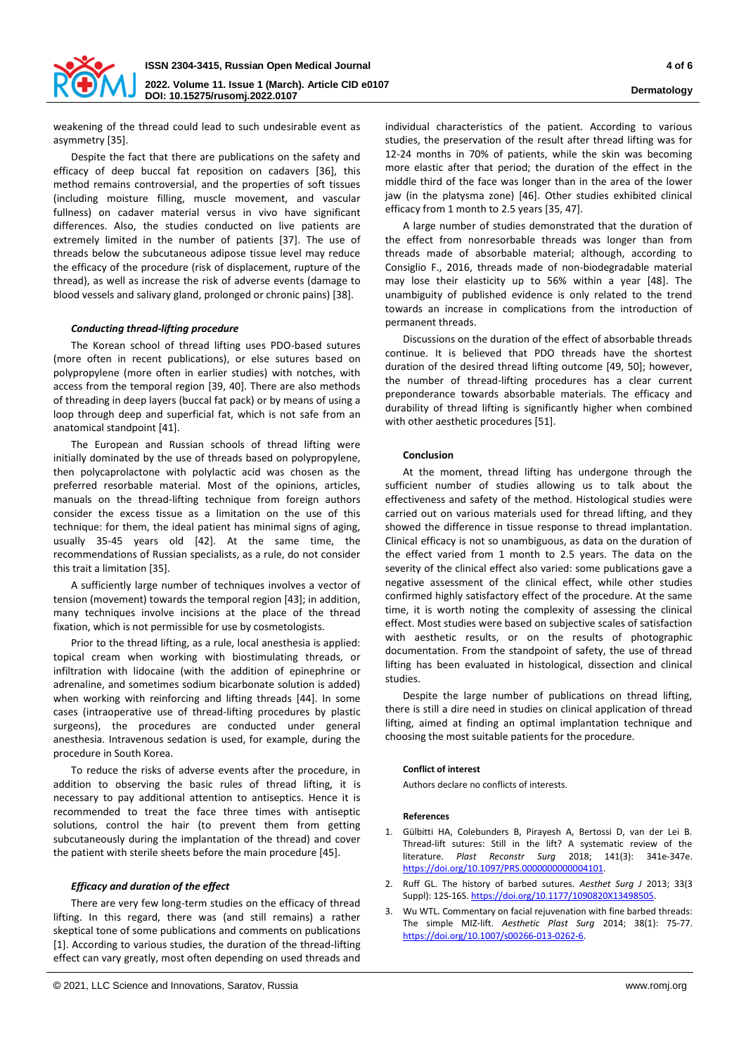weakening of the thread could lead to such undesirable event as asymmetry [35].

Despite the fact that there are publications on the safety and efficacy of deep buccal fat reposition on cadavers [36], this method remains controversial, and the properties of soft tissues (including moisture filling, muscle movement, and vascular fullness) on cadaver material versus in vivo have significant differences. Also, the studies conducted on live patients are extremely limited in the number of patients [37]. The use of threads below the subcutaneous adipose tissue level may reduce the efficacy of the procedure (risk of displacement, rupture of the thread), as well as increase the risk of adverse events (damage to blood vessels and salivary gland, prolonged or chronic pains) [38].

### *Conducting thread-lifting procedure*

The Korean school of thread lifting uses PDO-based sutures (more often in recent publications), or else sutures based on polypropylene (more often in earlier studies) with notches, with access from the temporal region [39, 40]. There are also methods of threading in deep layers (buccal fat pack) or by means of using a loop through deep and superficial fat, which is not safe from an anatomical standpoint [41].

The European and Russian schools of thread lifting were initially dominated by the use of threads based on polypropylene, then polycaprolactone with polylactic acid was chosen as the preferred resorbable material. Most of the opinions, articles, manuals on the thread-lifting technique from foreign authors consider the excess tissue as a limitation on the use of this technique: for them, the ideal patient has minimal signs of aging, usually 35-45 years old [42]. At the same time, the recommendations of Russian specialists, as a rule, do not consider this trait a limitation [35].

A sufficiently large number of techniques involves a vector of tension (movement) towards the temporal region [43]; in addition, many techniques involve incisions at the place of the thread fixation, which is not permissible for use by cosmetologists.

Prior to the thread lifting, as a rule, local anesthesia is applied: topical cream when working with biostimulating threads, or infiltration with lidocaine (with the addition of epinephrine or adrenaline, and sometimes sodium bicarbonate solution is added) when working with reinforcing and lifting threads [44]. In some cases (intraoperative use of thread-lifting procedures by plastic surgeons), the procedures are conducted under general anesthesia. Intravenous sedation is used, for example, during the procedure in South Korea.

To reduce the risks of adverse events after the procedure, in addition to observing the basic rules of thread lifting, it is necessary to pay additional attention to antiseptics. Hence it is recommended to treat the face three times with antiseptic solutions, control the hair (to prevent them from getting subcutaneously during the implantation of the thread) and cover the patient with sterile sheets before the main procedure [45].

### *Efficacy and duration of the effect*

There are very few long-term studies on the efficacy of thread lifting. In this regard, there was (and still remains) a rather skeptical tone of some publications and comments on publications [1]. According to various studies, the duration of the thread-lifting effect can vary greatly, most often depending on used threads and individual characteristics of the patient. According to various studies, the preservation of the result after thread lifting was for 12-24 months in 70% of patients, while the skin was becoming more elastic after that period; the duration of the effect in the middle third of the face was longer than in the area of the lower jaw (in the platysma zone) [46]. Other studies exhibited clinical efficacy from 1 month to 2.5 years [35, 47].

A large number of studies demonstrated that the duration of the effect from nonresorbable threads was longer than from threads made of absorbable material; although, according to Consiglio F., 2016, threads made of non-biodegradable material may lose their elasticity up to 56% within a year [48]. The unambiguity of published evidence is only related to the trend towards an increase in complications from the introduction of permanent threads.

Discussions on the duration of the effect of absorbable threads continue. It is believed that PDO threads have the shortest duration of the desired thread lifting outcome [49, 50]; however, the number of thread-lifting procedures has a clear current preponderance towards absorbable materials. The efficacy and durability of thread lifting is significantly higher when combined with other aesthetic procedures [51].

## Conclusion

At the moment, thread lifting has undergone through the sufficient number of studies allowing us to talk about the effectiveness and safety of the method. Histological studies were carried out on various materials used for thread lifting, and they showed the difference in tissue response to thread implantation. Clinical efficacy is not so unambiguous, as data on the duration of the effect varied from 1 month to 2.5 years. The data on the severity of the clinical effect also varied: some publications gave a negative assessment of the clinical effect, while other studies confirmed highly satisfactory effect of the procedure. At the same time, it is worth noting the complexity of assessing the clinical effect. Most studies were based on subjective scales of satisfaction with aesthetic results, or on the results of photographic documentation. From the standpoint of safety, the use of thread lifting has been evaluated in histological, dissection and clinical studies.

Despite the large number of publications on thread lifting, there is still a dire need in studies on clinical application of thread lifting, aimed at finding an optimal implantation technique and choosing the most suitable patients for the procedure.

#### Conflict of interest

Authors declare no conflicts of interests.

#### References

1. Gülbitti HA, Colebunders B, Pirayesh A, Bertossi D, van der Lei B. Thread-lift sutures: Still in the lift? A systematic review of the literature. *Plast Reconstr Surg* 2018; 141(3): 341e-347e. https://doi.org/10.1097/PRS.0000000000004101.
2. Ruff GL. The history of barbed sutures. *Aesthet Surg J* 2013; 33(3 Suppl): 12S-16S. https://doi.org/10.1177/1090820X13498505.
3. Wu WTL. Commentary on facial rejuvenation with fine barbed threads: The simple MIZ-lift. *Aesthetic Plast Surg* 2014; 38(1): 75-77. https://doi.org/10.1007/s00266-013-0262-6.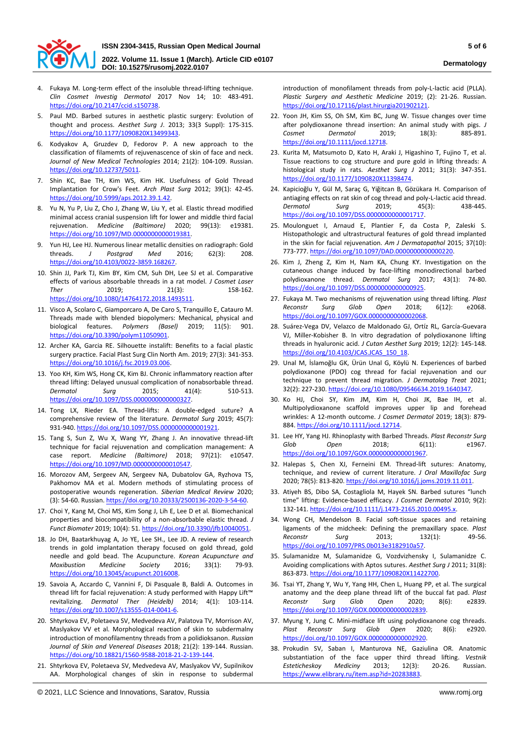4. Fukaya M. Long-term effect of the insoluble thread-lifting technique. *Clin Cosmet Investig Dermatol* 2017 Nov 14; 10: 483-491. https://doi.org/10.2147/ccid.s150738.
5. Paul MD. Barbed sutures in aesthetic plastic surgery: Evolution of thought and process. *Aesthet Surg J*. 2013; 33(3 Suppl): 17S-31S. https://doi.org/10.1177/1090820X13499343.
6. Kodyakov A, Gruzdev D, Fedorov P. A new approach to the classification of filamemts of rejuvenescence of skin of face and neck. *Journal of New Medical Technologies* 2014; 21(2): 104-109. Russian. https://doi.org/10.12737/5011.
7. Shin KC, Bae TH, Kim WS, Kim HK. Usefulness of Gold Thread Implantation for Crow's Feet. *Arch Plast Surg* 2012; 39(1): 42-45. https://doi.org/10.5999/aps.2012.39.1.42.
8. Yu N, Yu P, Liu Z, Cho J, Zhang W, Liu Y, et al. Elastic thread modified minimal access cranial suspension lift for lower and middle third facial rejuvenation. *Medicine (Baltimore)* 2020; 99(13): e19381. https://doi.org/10.1097/MD.0000000000019381.
9. Yun HJ, Lee HJ. Numerous linear metallic densities on radiograph: Gold threads. *J Postgrad Med* 2016; 62(3): 208. https://doi.org/10.4103/0022-3859.168267.
10. Shin JJ, Park TJ, Kim BY, Kim CM, Suh DH, Lee SJ et al. Comparative effects of various absorbable threads in a rat model. *J Cosmet Laser Ther* 2019; 21(3): 158-162. https://doi.org/10.1080/14764172.2018.1493511.
11. Visco A, Scolaro C, Giamporcaro A, De Caro S, Tranquillo E, Catauro M. Threads made with blended biopolymers: Mechanical, physical and biological features. *Polymers (Basel)* 2019; 11(5): 901. https://doi.org/10.3390/polym11050901.
12. Archer KA, Garcia RE. Silhouette instalift: Benefits to a facial plastic surgery practice. Facial Plast Surg Clin North Am. 2019; 27(3): 341-353. https://doi.org/10.1016/j.fsc.2019.03.006.
13. Yoo KH, Kim WS, Hong CK, Kim BJ. Chronic inflammatory reaction after thread lifting: Delayed unusual complication of nonabsorbable thread. *Dermatol Surg* 2015; 41(4): 510-513. https://doi.org/10.1097/DSS.0000000000000327.
14. Tong LX, Rieder EA. Thread-lifts: A double-edged suture? A comprehensive review of the literature. *Dermatol Surg* 2019; 45(7): 931-940. https://doi.org/10.1097/DSS.0000000000001921.
15. Tang S, Sun Z, Wu X, Wang YY, Zhang J. An innovative thread-lift technique for facial rejuvenation and complication management: A case report. *Medicine (Baltimore)* 2018; 97(21): e10547. https://doi.org/10.1097/MD.0000000000010547.
16. Morozov AM, Sergeev AN, Sergeev NA, Dubatolov GA, Ryzhova TS, Pakhomov MA et al. Modern methods of stimulating process of postoperative wounds regeneration. *Siberian Medical Review* 2020; (3): 54-60. Russian. https://doi.org/10.20333/2500136-2020-3-54-60.
17. Choi Y, Kang M, Choi MS, Kim Song J, Lih E, Lee D et al. Biomechanical properties and biocompatibility of a non-absorbable elastic thread. *J Funct Biomater* 2019; 10(4): 51. https://doi.org/10.3390/jfb10040051.
18. Jo DH, Baatarkhuyag A, Jo YE, Lee SH., Lee JD. A review of research trends in gold implantation therapy focused on gold thread, gold needle and gold bead. *The Korean Acupuncture and Moxibustion Medicine Society* 2016; 33(1): 79-93. https://doi.org/10.13045/acupunct.2016008.
19. Savoia A, Accardo C, Vannini F, Di Pasquale B, Baldi A. Outcomes in thread lift for facial rejuvenation: A study performed with Happy Lift™ revitalizing. *Dermatol Ther (Heidelb)* 2014; 4(1): 103-114. https://doi.org/10.1007/s13555-014-0041-6.
20. Shtyrkova EV, Poletaeva SV, Medvedeva AV, Palatova TV, Morrison AV, Maslyakov VV et al. Morphological reaction of skin to subdermaly introduction of monofilamentny threads from a polidioksanon. *Russian Journal of Skin and Venereal Diseases* 2018; 21(2): 139-144. Russian. https://doi.org/10.18821/1560-9588-2018-21-2-139-144.
21. Shtyrkova EV, Poletaeva SV, Medvedeva AV, Maslyakov VV, Supilnikov AA. Morphological changes of skin in response to subdermal introduction of monofilament threads from poly-L-lactic acid (PLLA). *Plastic Surgery and Aesthetic Medicine* 2019; (2): 21-26. Russian. https://doi.org/10.17116/plast.hirurgia201902121.
22. Yoon JH, Kim SS, Oh SM, Kim BC, Jung W. Tissue changes over time after polydioxanone thread insertion: An animal study with pigs. *J Cosmet Dermatol* 2019; 18(3): 885-891. https://doi.org/10.1111/jocd.12718.
23. Kurita M, Matsumoto D, Kato H, Araki J, Higashino T, Fujino T, et al. Tissue reactions to cog structure and pure gold in lifting threads: A histological study in rats. *Aesthet Surg J* 2011; 31(3): 347-351. https://doi.org/10.1177/1090820X11398474.
24. Kapicioğlu Y, Gül M, Saraç G, Yiğitcan B, Gözükara H. Comparison of antiaging effects on rat skin of cog thread and poly-L-lactic acid thread. *Dermatol Surg* 2019; 45(3): 438-445. https://doi.org/10.1097/DSS.0000000000001717.
25. Moulonguet I, Arnaud E, Plantier F, da Costa P, Zaleski S. Histopathologic and ultrastructural features of gold thread implanted in the skin for facial rejuvenation. *Am J Dermatopathol* 2015; 37(10): 773-777. https://doi.org/10.1097/DAD.0000000000000220.
26. Kim J, Zheng Z, Kim H, Nam KA, Chung KY. Investigation on the cutaneous change induced by face-lifting monodirectional barbed polydioxanone thread. *Dermatol Surg* 2017; 43(1): 74-80. https://doi.org/10.1097/DSS.0000000000000925.
27. Fukaya M. Two mechanisms of rejuvenation using thread lifting. *Plast Reconstr Surg Glob Open* 2018; 6(12): e2068. https://doi.org/10.1097/GOX.0000000000002068.
28. Suárez-Vega DV, Velazco de Maldonado GJ, Ortíz RL, García-Guevara VJ, Miller-Kobisher B. In vitro degradation of polydioxanone lifting threads in hyaluronic acid. *J Cutan Aesthet Surg* 2019; 12(2): 145-148. https://doi.org/10.4103/JCAS.JCAS_150_18.
29. Unal M, İslamoğlu GK, Ürün Unal G, Köylü N. Experiences of barbed polydioxanone (PDO) cog thread for facial rejuvenation and our technique to prevent thread migration. *J Dermatolog Treat* 2021; 32(2): 227-230. https://doi.org/10.1080/09546634.2019.1640347.
30. Ko HJ, Choi SY, Kim JM, Kim H, Choi JK, Bae IH, et al. Multipolydioxanone scaffold improves upper lip and forehead wrinkles: A 12-month outcome. *J Cosmet Dermatol* 2019; 18(3): 879-884. https://doi.org/10.1111/jocd.12714.
31. Lee HY, Yang HJ. Rhinoplasty with Barbed Threads. *Plast Reconstr Surg Glob Open* 2018; 6(11): e1967. https://doi.org/10.1097/GOX.0000000000001967.
32. Halepas S, Chen XJ, Ferneini EM. Thread-lift sutures: Anatomy, technique, and review of current literature. *J Oral Maxillofac Surg* 2020; 78(5): 813-820. https://doi.org/10.1016/j.joms.2019.11.011.
33. Atiyeh BS, Dibo SA, Costagliola M, Hayek SN. Barbed sutures "lunch time" lifting: Evidence-based efficacy. *J Cosmet Dermatol* 2010; 9(2): 132-141. https://doi.org/10.1111/j.1473-2165.2010.00495.x.
34. Wong CH, Mendelson B. Facial soft-tissue spaces and retaining ligaments of the midcheek: Defining the premaxillary space. *Plast Reconstr Surg* 2013; 132(1): 49-56. https://doi.org/10.1097/PRS.0b013e3182910a57.
35. Sulamanidze M, Sulamanidze G, Vozdvizhensky I, Sulamanidze C. Avoiding complications with Aptos sutures. *Aesthet Surg J* 2011; 31(8): 863-873. https://doi.org/10.1177/1090820X11422700.
36. Tsai YT, Zhang Y, Wu Y, Yang HH, Chen L, Huang PP, et al. The surgical anatomy and the deep plane thread lift of the buccal fat pad. *Plast Reconstr Surg Glob Open* 2020; 8(6): e2839. https://doi.org/10.1097/GOX.0000000000002839.
37. Myung Y, Jung C. Mini-midface lift using polydioxanone cog threads. *Plast Reconstr Surg Glob Open* 2020; 8(6): e2920. https://doi.org/10.1097/GOX.0000000000002920.
38. Prokudin SV, Saban I, Manturova NE, Gaziulina OR. Anatomic substantiation of the face upper third thread lifting. *Vestnik Esteticheskoy Mediciny* 2013; 12(3): 20-26. Russian. https://www.elibrary.ru/item.asp?id=20283883.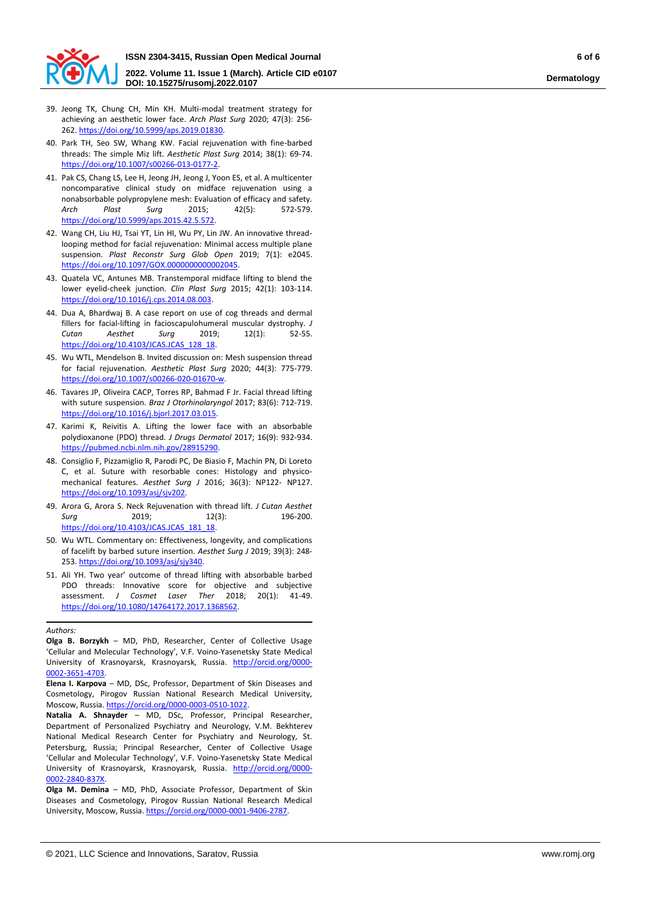39. Jeong TK, Chung CH, Min KH. Multi-modal treatment strategy for achieving an aesthetic lower face. *Arch Plast Surg* 2020; 47(3): 256-262. https://doi.org/10.5999/aps.2019.01830.
40. Park TH, Seo SW, Whang KW. Facial rejuvenation with fine-barbed threads: The simple Miz lift. *Aesthetic Plast Surg* 2014; 38(1): 69-74. https://doi.org/10.1007/s00266-013-0177-2.
41. Pak CS, Chang LS, Lee H, Jeong JH, Jeong J, Yoon ES, et al. A multicenter noncomparative clinical study on midface rejuvenation using a nonabsorbable polypropylene mesh: Evaluation of efficacy and safety. *Arch Plast Surg* 2015; 42(5): 572-579. https://doi.org/10.5999/aps.2015.42.5.572.
42. Wang CH, Liu HJ, Tsai YT, Lin HI, Wu PY, Lin JW. An innovative thread-looping method for facial rejuvenation: Minimal access multiple plane suspension. *Plast Reconstr Surg Glob Open* 2019; 7(1): e2045. https://doi.org/10.1097/GOX.0000000000002045.
43. Quatela VC, Antunes MB. Transtemporal midface lifting to blend the lower eyelid-cheek junction. *Clin Plast Surg* 2015; 42(1): 103-114. https://doi.org/10.1016/j.cps.2014.08.003.
44. Dua A, Bhardwaj B. A case report on use of cog threads and dermal fillers for facial-lifting in facioscapulohumeral muscular dystrophy. *J Cutan Aesthet Surg* 2019; 12(1): 52-55. https://doi.org/10.4103/JCAS.JCAS_128_18.
45. Wu WTL, Mendelson B. Invited discussion on: Mesh suspension thread for facial rejuvenation. *Aesthetic Plast Surg* 2020; 44(3): 775-779. https://doi.org/10.1007/s00266-020-01670-w.
46. Tavares JP, Oliveira CACP, Torres RP, Bahmad F Jr. Facial thread lifting with suture suspension. *Braz J Otorhinolaryngol* 2017; 83(6): 712-719. https://doi.org/10.1016/j.bjorl.2017.03.015.
47. Karimi K, Reivitis A. Lifting the lower face with an absorbable polydioxanone (PDO) thread. *J Drugs Dermatol* 2017; 16(9): 932-934. https://pubmed.ncbi.nlm.nih.gov/28915290.
48. Consiglio F, Pizzamiglio R, Parodi PC, De Biasio F, Machin PN, Di Loreto C, et al. Suture with resorbable cones: Histology and physico-mechanical features. *Aesthet Surg J* 2016; 36(3): NP122- NP127. https://doi.org/10.1093/asj/sjv202.
49. Arora G, Arora S. Neck Rejuvenation with thread lift. *J Cutan Aesthet Surg* 2019; 12(3): 196-200. https://doi.org/10.4103/JCAS.JCAS_181_18.
50. Wu WTL. Commentary on: Effectiveness, longevity, and complications of facelift by barbed suture insertion. *Aesthet Surg J* 2019; 39(3): 248-253. https://doi.org/10.1093/asj/sjy340.
51. Ali YH. Two year' outcome of thread lifting with absorbable barbed PDO threads: Innovative score for objective and subjective assessment. *J Cosmet Laser Ther* 2018; 20(1): 41-49. https://doi.org/10.1080/14764172.2017.1368562.

---

*Authors:*

**Olga B. Borzykh** – MD, PhD, Researcher, Center of Collective Usage 'Cellular and Molecular Technology', V.F. Voino-Yasenetsky State Medical University of Krasnoyarsk, Krasnoyarsk, Russia. http://orcid.org/0000-0002-3651-4703.

**Elena I. Karpova** – MD, DSc, Professor, Department of Skin Diseases and Cosmetology, Pirogov Russian National Research Medical University, Moscow, Russia. https://orcid.org/0000-0003-0510-1022.

**Natalia A. Shnayder** – MD, DSc, Professor, Principal Researcher, Department of Personalized Psychiatry and Neurology, V.M. Bekhterev National Medical Research Center for Psychiatry and Neurology, St. Petersburg, Russia; Principal Researcher, Center of Collective Usage 'Cellular and Molecular Technology', V.F. Voino-Yasenetsky State Medical University of Krasnoyarsk, Krasnoyarsk, Russia. http://orcid.org/0000-0002-2840-837X.

**Olga M. Demina** – MD, PhD, Associate Professor, Department of Skin Diseases and Cosmetology, Pirogov Russian National Research Medical University, Moscow, Russia. https://orcid.org/0000-0001-9406-2787.